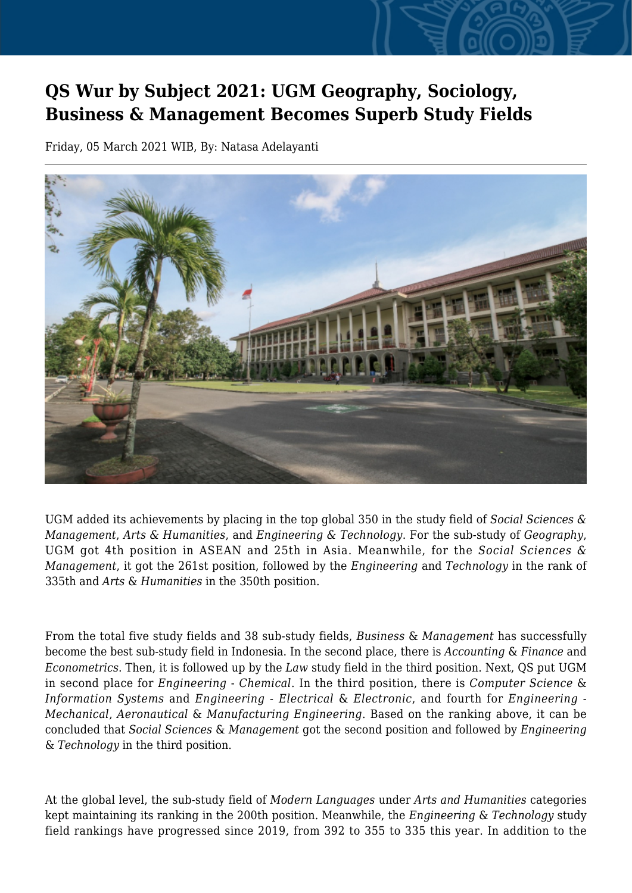# QS Wur by Subject 2021: UGM Geography, Sociology, Business & Management Becomes Superb Study Fields

Friday, 05 March 2021 WIB, By: Natasa Adelayanti

UGM added its achievements by placing in the top global 350 in the study field of *Social Sciences & Management*, *Arts & Humanities*, and *Engineering & Technology*. For the sub-study of *Geography*, UGM got 4th position in ASEAN and 25th in Asia. Meanwhile, for the *Social Sciences & Management*, it got the 261st position, followed by the *Engineering* and *Technology* in the rank of 335th and *Arts* & *Humanities* in the 350th position.

From the total five study fields and 38 sub-study fields, *Business* & *Management* has successfully become the best sub-study field in Indonesia. In the second place, there is *Accounting* & *Finance* and *Econometrics*. Then, it is followed up by the *Law* study field in the third position. Next, QS put UGM in second place for *Engineering - Chemical*. In the third position, there is *Computer Science* & *Information Systems* and *Engineering - Electrical* & *Electronic*, and fourth for *Engineering - Mechanical*, *Aeronautical* & *Manufacturing Engineering*. Based on the ranking above, it can be concluded that *Social Sciences* & *Management* got the second position and followed by *Engineering* & *Technology* in the third position.

At the global level, the sub-study field of *Modern Languages* under *Arts and Humanities* categories kept maintaining its ranking in the 200th position. Meanwhile, the *Engineering* & *Technology* study field rankings have progressed since 2019, from 392 to 355 to 335 this year. In addition to the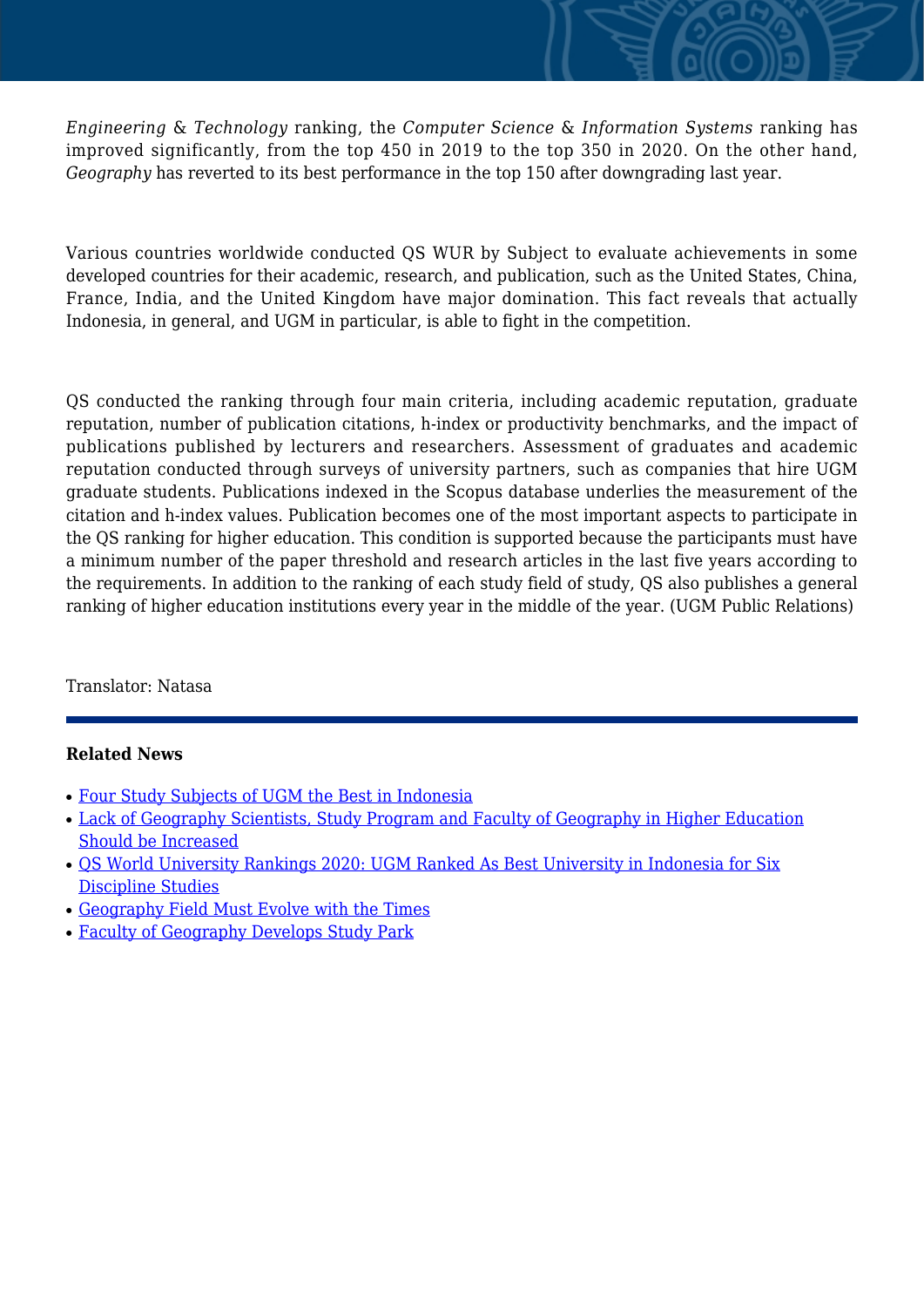*Engineering* & *Technology* ranking, the *Computer Science* & *Information Systems* ranking has improved significantly, from the top 450 in 2019 to the top 350 in 2020. On the other hand, *Geography* has reverted to its best performance in the top 150 after downgrading last year.

Various countries worldwide conducted QS WUR by Subject to evaluate achievements in some developed countries for their academic, research, and publication, such as the United States, China, France, India, and the United Kingdom have major domination. This fact reveals that actually Indonesia, in general, and UGM in particular, is able to fight in the competition.

QS conducted the ranking through four main criteria, including academic reputation, graduate reputation, number of publication citations, h-index or productivity benchmarks, and the impact of publications published by lecturers and researchers. Assessment of graduates and academic reputation conducted through surveys of university partners, such as companies that hire UGM graduate students. Publications indexed in the Scopus database underlies the measurement of the citation and h-index values. Publication becomes one of the most important aspects to participate in the QS ranking for higher education. This condition is supported because the participants must have a minimum number of the paper threshold and research articles in the last five years according to the requirements. In addition to the ranking of each study field of study, QS also publishes a general ranking of higher education institutions every year in the middle of the year. (UGM Public Relations)

Translator: Natasa

---

**Related News**

- Four Study Subjects of UGM the Best in Indonesia
- Lack of Geography Scientists, Study Program and Faculty of Geography in Higher Education Should be Increased
- QS World University Rankings 2020: UGM Ranked As Best University in Indonesia for Six Discipline Studies
- Geography Field Must Evolve with the Times
- Faculty of Geography Develops Study Park